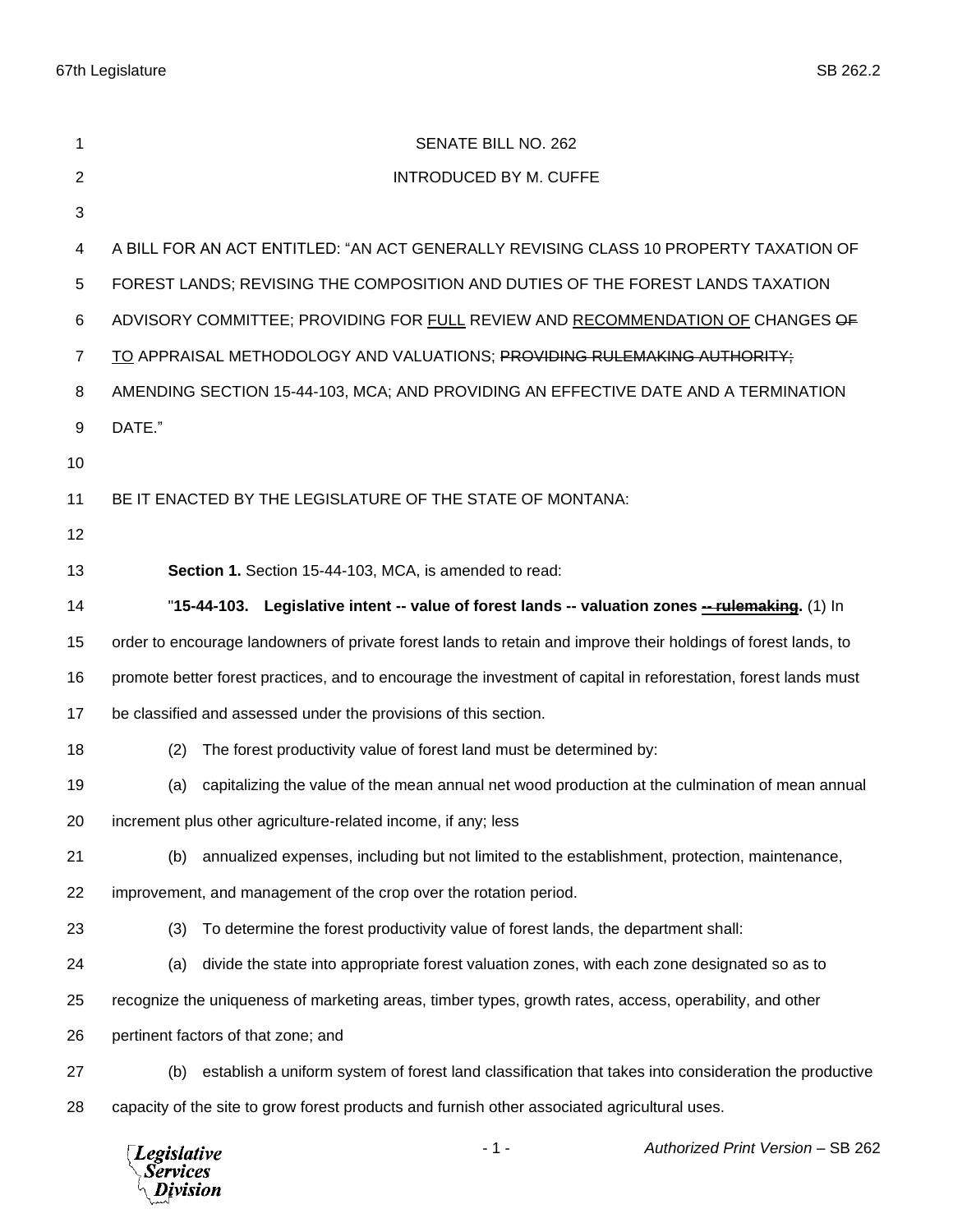SENATE BILL NO. 262

INTRODUCED BY M. CUFFE

A BILL FOR AN ACT ENTITLED: "AN ACT GENERALLY REVISING CLASS 10 PROPERTY TAXATION OF FOREST LANDS; REVISING THE COMPOSITION AND DUTIES OF THE FOREST LANDS TAXATION ADVISORY COMMITTEE; PROVIDING FOR <u>FULL</u> REVIEW AND <u>RECOMMENDATION OF</u> CHANGES ~~OF~~ <u>TO</u> APPRAISAL METHODOLOGY AND VALUATIONS; ~~PROVIDING RULEMAKING AUTHORITY;~~ AMENDING SECTION 15-44-103, MCA; AND PROVIDING AN EFFECTIVE DATE AND A TERMINATION DATE."

BE IT ENACTED BY THE LEGISLATURE OF THE STATE OF MONTANA:

**Section 1.** Section 15-44-103, MCA, is amended to read:

"**15-44-103. Legislative intent -- value of forest lands -- valuation zones <u>~~-- rulemaking~~</u>.** (1) In order to encourage landowners of private forest lands to retain and improve their holdings of forest lands, to promote better forest practices, and to encourage the investment of capital in reforestation, forest lands must be classified and assessed under the provisions of this section.

(2) The forest productivity value of forest land must be determined by:

(a) capitalizing the value of the mean annual net wood production at the culmination of mean annual increment plus other agriculture-related income, if any; less

(b) annualized expenses, including but not limited to the establishment, protection, maintenance, improvement, and management of the crop over the rotation period.

(3) To determine the forest productivity value of forest lands, the department shall:

(a) divide the state into appropriate forest valuation zones, with each zone designated so as to recognize the uniqueness of marketing areas, timber types, growth rates, access, operability, and other pertinent factors of that zone; and

(b) establish a uniform system of forest land classification that takes into consideration the productive capacity of the site to grow forest products and furnish other associated agricultural uses.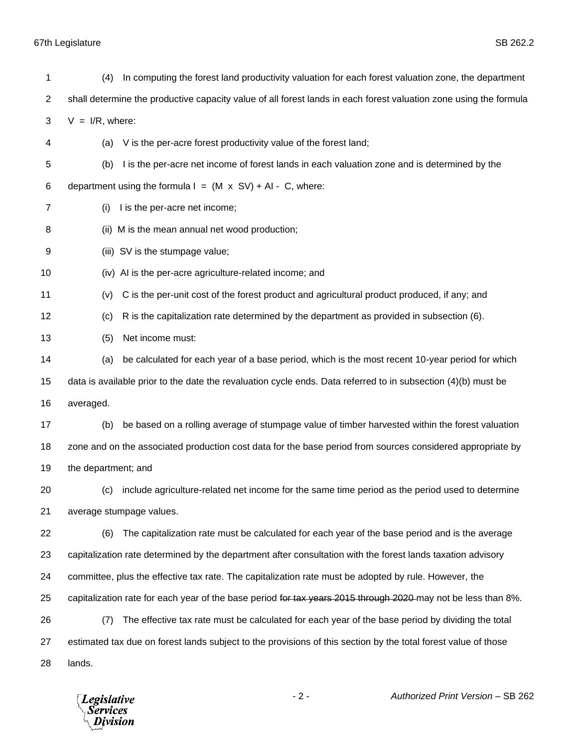(4) In computing the forest land productivity valuation for each forest valuation zone, the department shall determine the productive capacity value of all forest lands in each forest valuation zone using the formula $V = I/R$, where:

(a) V is the per-acre forest productivity value of the forest land;

(b) I is the per-acre net income of forest lands in each valuation zone and is determined by the department using the formula $I = (M \times SV) + AI - C$, where:

(i) I is the per-acre net income;

(ii) M is the mean annual net wood production;

(iii) SV is the stumpage value;

(iv) AI is the per-acre agriculture-related income; and

(v) C is the per-unit cost of the forest product and agricultural product produced, if any; and

(c) R is the capitalization rate determined by the department as provided in subsection (6).

(5) Net income must:

(a) be calculated for each year of a base period, which is the most recent 10-year period for which data is available prior to the date the revaluation cycle ends. Data referred to in subsection (4)(b) must be averaged.

(b) be based on a rolling average of stumpage value of timber harvested within the forest valuation zone and on the associated production cost data for the base period from sources considered appropriate by the department; and

(c) include agriculture-related net income for the same time period as the period used to determine average stumpage values.

(6) The capitalization rate must be calculated for each year of the base period and is the average capitalization rate determined by the department after consultation with the forest lands taxation advisory committee, plus the effective tax rate. The capitalization rate must be adopted by rule. However, the capitalization rate for each year of the base period ~~for tax years 2015 through 2020~~ may not be less than 8%.

(7) The effective tax rate must be calculated for each year of the base period by dividing the total estimated tax due on forest lands subject to the provisions of this section by the total forest value of those lands.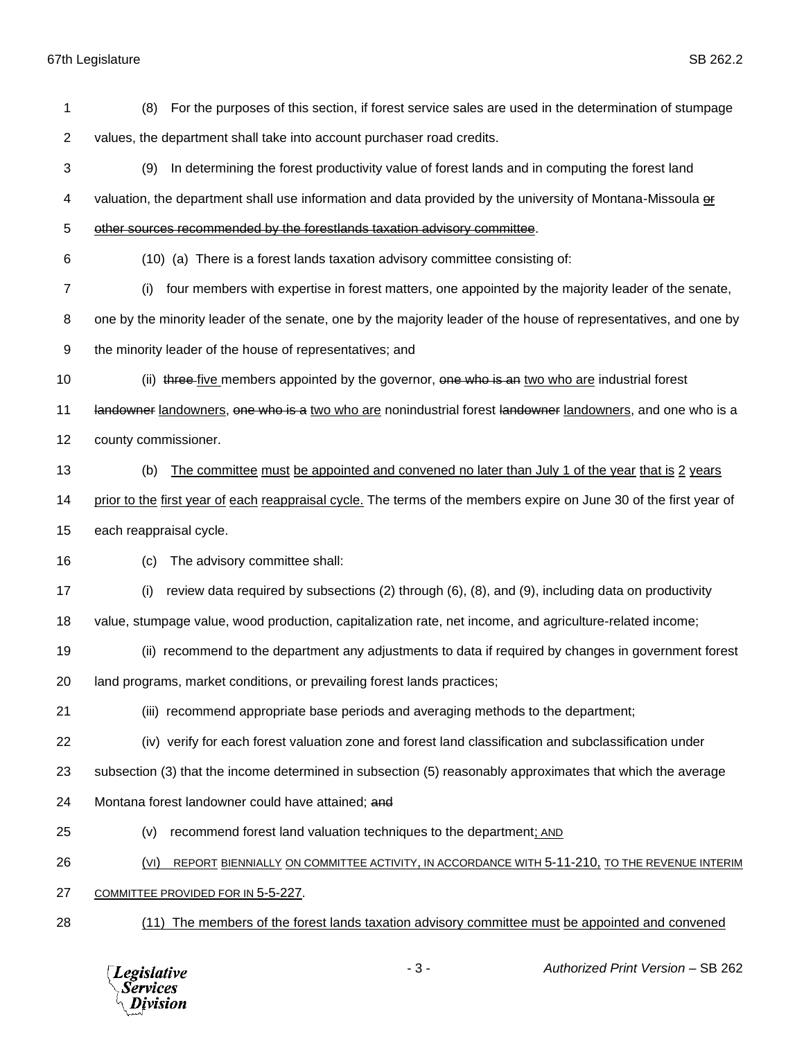(8) For the purposes of this section, if forest service sales are used in the determination of stumpage values, the department shall take into account purchaser road credits.

(9) In determining the forest productivity value of forest lands and in computing the forest land valuation, the department shall use information and data provided by the university of Montana-Missoula ~~or other sources recommended by the forestlands taxation advisory committee~~.

(10) (a) There is a forest lands taxation advisory committee consisting of:

(i) four members with expertise in forest matters, one appointed by the majority leader of the senate, one by the minority leader of the senate, one by the majority leader of the house of representatives, and one by the minority leader of the house of representatives; and

(ii) ~~three~~ five members appointed by the governor, ~~one who is an~~ two who are industrial forest ~~landowner~~ landowners, ~~one who is a~~ two who are nonindustrial forest ~~landowner~~ landowners, and one who is a county commissioner.

(b) The committee must be appointed and convened no later than July 1 of the year that is 2 years prior to the first year of each reappraisal cycle. The terms of the members expire on June 30 of the first year of each reappraisal cycle.

(c) The advisory committee shall:

(i) review data required by subsections (2) through (6), (8), and (9), including data on productivity value, stumpage value, wood production, capitalization rate, net income, and agriculture-related income;

(ii) recommend to the department any adjustments to data if required by changes in government forest land programs, market conditions, or prevailing forest lands practices;

(iii) recommend appropriate base periods and averaging methods to the department;

(iv) verify for each forest valuation zone and forest land classification and subclassification under subsection (3) that the income determined in subsection (5) reasonably approximates that which the average Montana forest landowner could have attained; ~~and~~

(v) recommend forest land valuation techniques to the department; AND

(VI) REPORT BIENNIALLY ON COMMITTEE ACTIVITY, IN ACCORDANCE WITH 5-11-210, TO THE REVENUE INTERIM COMMITTEE PROVIDED FOR IN 5-5-227.

(11) The members of the forest lands taxation advisory committee must be appointed and convened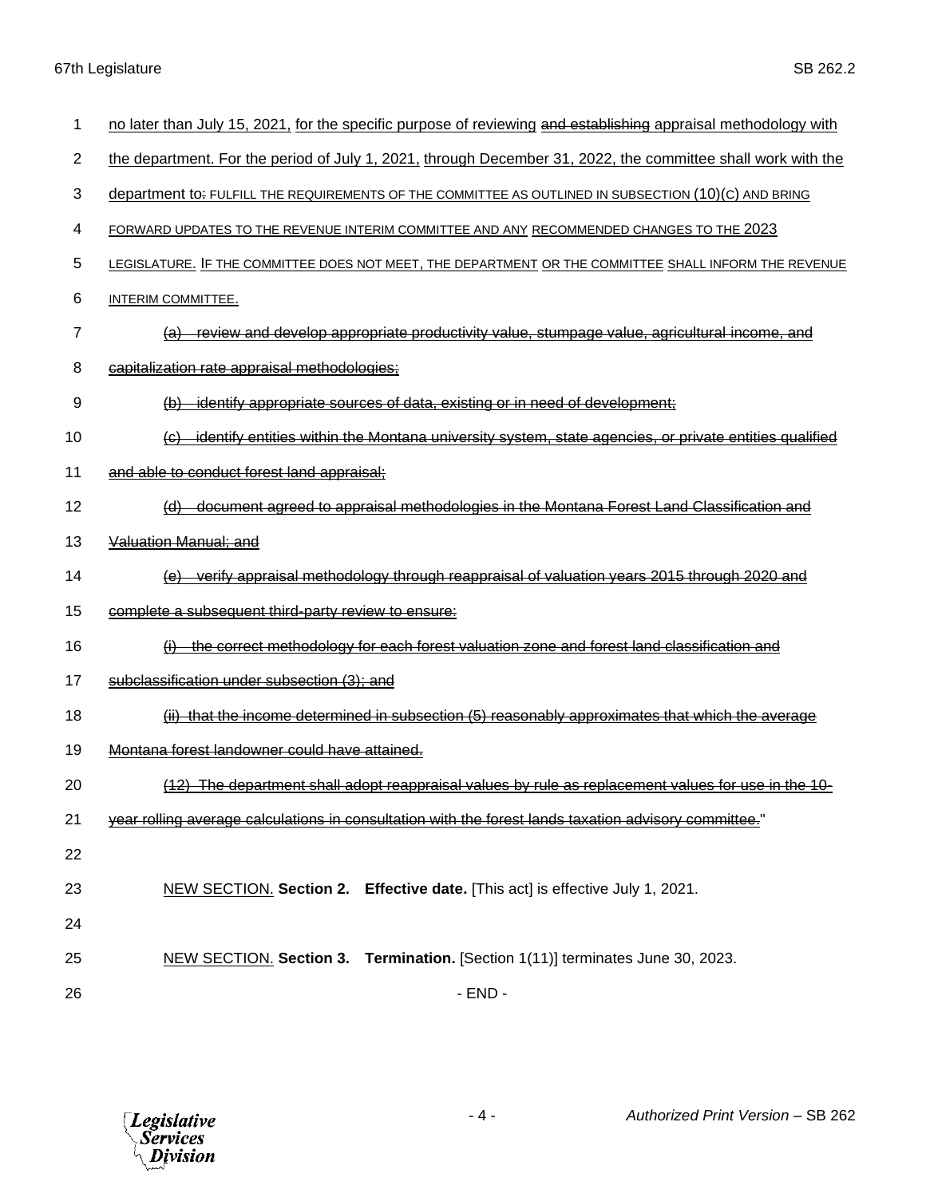no later than July 15, 2021, for the specific purpose of reviewing ~~and establishing~~ appraisal methodology with the department. For the period of July 1, 2021, through December 31, 2022, the committee shall work with the department to~~:~~ FULFILL THE REQUIREMENTS OF THE COMMITTEE AS OUTLINED IN SUBSECTION (10)(C) AND BRING FORWARD UPDATES TO THE REVENUE INTERIM COMMITTEE AND ANY RECOMMENDED CHANGES TO THE 2023 LEGISLATURE. IF THE COMMITTEE DOES NOT MEET, THE DEPARTMENT OR THE COMMITTEE SHALL INFORM THE REVENUE INTERIM COMMITTEE.

~~(a) review and develop appropriate productivity value, stumpage value, agricultural income, and capitalization rate appraisal methodologies;~~

~~(b) identify appropriate sources of data, existing or in need of development;~~

~~(c) identify entities within the Montana university system, state agencies, or private entities qualified and able to conduct forest land appraisal;~~

~~(d) document agreed to appraisal methodologies in the Montana Forest Land Classification and Valuation Manual; and~~

~~(e) verify appraisal methodology through reappraisal of valuation years 2015 through 2020 and complete a subsequent third-party review to ensure:~~

~~(i) the correct methodology for each forest valuation zone and forest land classification and subclassification under subsection (3); and~~

~~(ii) that the income determined in subsection (5) reasonably approximates that which the average Montana forest landowner could have attained.~~

~~(12) The department shall adopt reappraisal values by rule as replacement values for use in the 10-year rolling average calculations in consultation with the forest lands taxation advisory committee.~~"

NEW SECTION. **Section 2. Effective date.** [This act] is effective July 1, 2021.

NEW SECTION. **Section 3. Termination.** [Section 1(11)] terminates June 30, 2023.

- END -